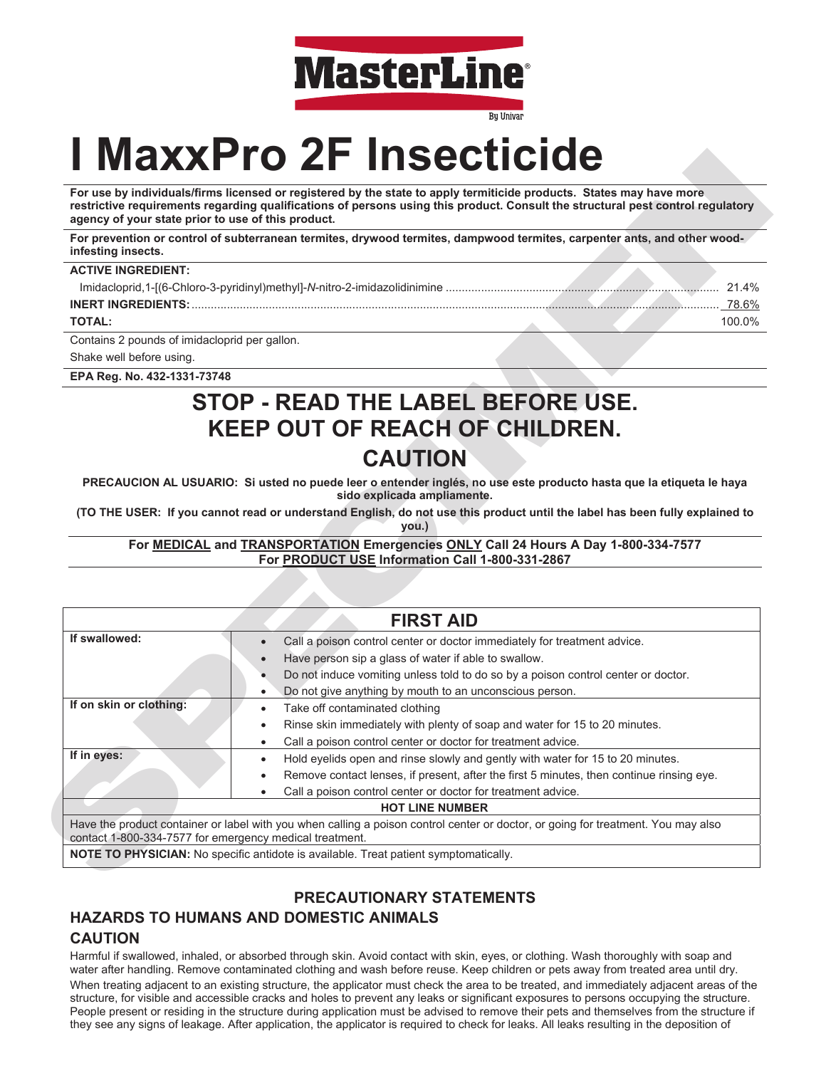MasterLine®

By Univar

# I MaxxPro 2F Insecticide

**For use by individuals/firms licensed or registered by the state to apply termiticide products. States may have more restrictive requirements regarding qualifications of persons using this product. Consult the structural pest control regulatory agency of your state prior to use of this product.**

**For prevention or control of subterranean termites, drywood termites, dampwood termites, carpenter ants, and other wood-infesting insects.**

**ACTIVE INGREDIENT:**

| | |
|---|---|
| Imidacloprid,1-[(6-Chloro-3-pyridinyl)methyl]-*N*-nitro-2-imidazolidinimine | 21.4% |
| **INERT INGREDIENTS:** | 78.6% |
| **TOTAL:** | 100.0% |

Contains 2 pounds of imidacloprid per gallon.

Shake well before using.

**EPA Reg. No. 432-1331-73748**

## STOP - READ THE LABEL BEFORE USE.
## KEEP OUT OF REACH OF CHILDREN.
## CAUTION

**PRECAUCION AL USUARIO: Si usted no puede leer o entender inglés, no use este producto hasta que la etiqueta le haya sido explicada ampliamente.**

**(TO THE USER: If you cannot read or understand English, do not use this product until the label has been fully explained to you.)**

**For MEDICAL and TRANSPORTATION Emergencies ONLY Call 24 Hours A Day 1-800-334-7577**
**For PRODUCT USE Information Call 1-800-331-2867**

| FIRST AID | |
|---|---|
| **If swallowed:** | • Call a poison control center or doctor immediately for treatment advice.<br>• Have person sip a glass of water if able to swallow.<br>• Do not induce vomiting unless told to do so by a poison control center or doctor.<br>• Do not give anything by mouth to an unconscious person. |
| **If on skin or clothing:** | • Take off contaminated clothing<br>• Rinse skin immediately with plenty of soap and water for 15 to 20 minutes.<br>• Call a poison control center or doctor for treatment advice. |
| **If in eyes:** | • Hold eyelids open and rinse slowly and gently with water for 15 to 20 minutes.<br>• Remove contact lenses, if present, after the first 5 minutes, then continue rinsing eye.<br>• Call a poison control center or doctor for treatment advice. |
| **HOT LINE NUMBER** | |
| Have the product container or label with you when calling a poison control center or doctor, or going for treatment. You may also contact 1-800-334-7577 for emergency medical treatment. | |
| **NOTE TO PHYSICIAN:** No specific antidote is available. Treat patient symptomatically. | |

## PRECAUTIONARY STATEMENTS

### HAZARDS TO HUMANS AND DOMESTIC ANIMALS

### CAUTION

Harmful if swallowed, inhaled, or absorbed through skin. Avoid contact with skin, eyes, or clothing. Wash thoroughly with soap and water after handling. Remove contaminated clothing and wash before reuse. Keep children or pets away from treated area until dry.

When treating adjacent to an existing structure, the applicator must check the area to be treated, and immediately adjacent areas of the structure, for visible and accessible cracks and holes to prevent any leaks or significant exposures to persons occupying the structure. People present or residing in the structure during application must be advised to remove their pets and themselves from the structure if they see any signs of leakage. After application, the applicator is required to check for leaks. All leaks resulting in the deposition of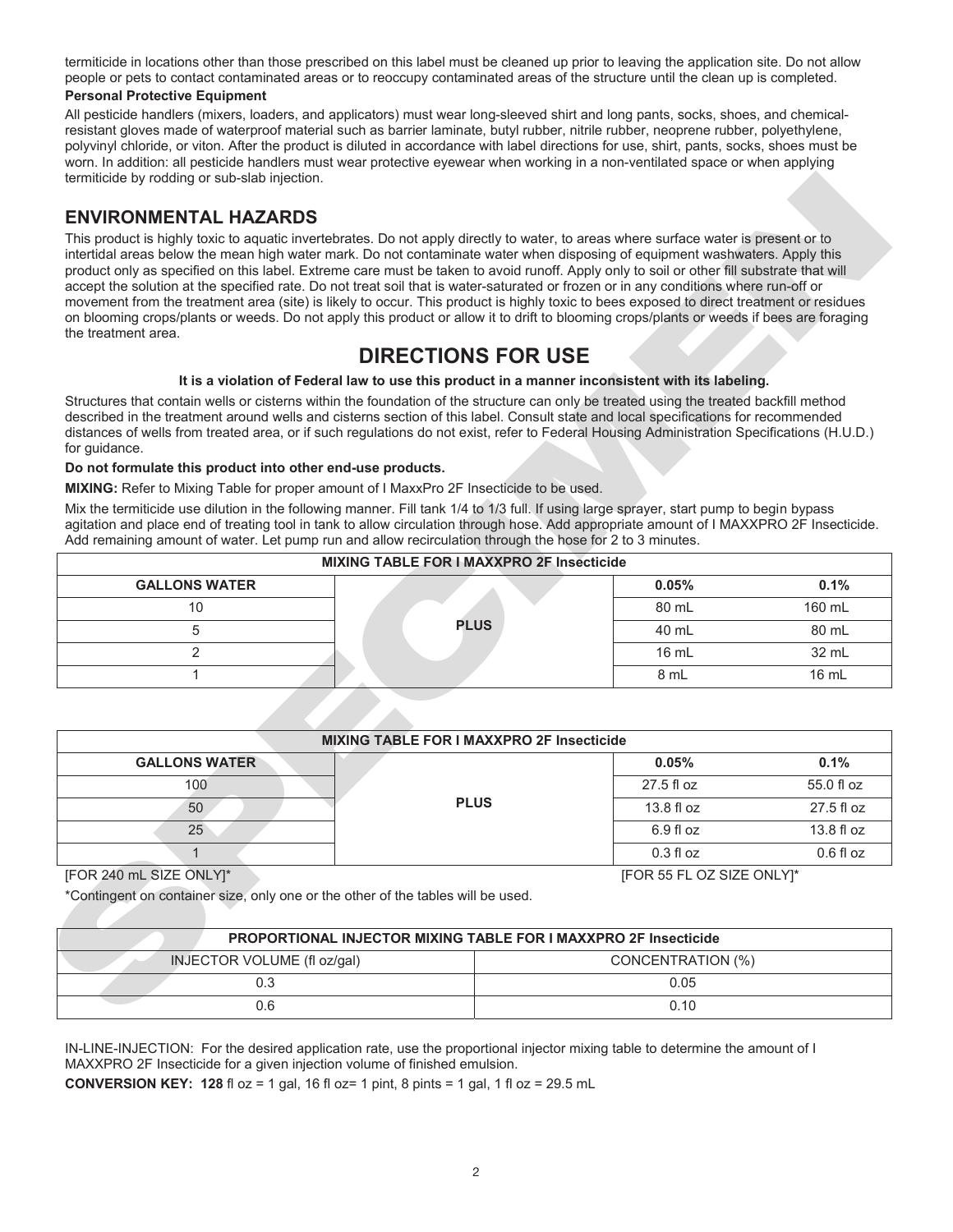termiticide in locations other than those prescribed on this label must be cleaned up prior to leaving the application site. Do not allow people or pets to contact contaminated areas or to reoccupy contaminated areas of the structure until the clean up is completed.

**Personal Protective Equipment**

All pesticide handlers (mixers, loaders, and applicators) must wear long-sleeved shirt and long pants, socks, shoes, and chemical-resistant gloves made of waterproof material such as barrier laminate, butyl rubber, nitrile rubber, neoprene rubber, polyethylene, polyvinyl chloride, or viton. After the product is diluted in accordance with label directions for use, shirt, pants, socks, shoes must be worn. In addition: all pesticide handlers must wear protective eyewear when working in a non-ventilated space or when applying termiticide by rodding or sub-slab injection.

## ENVIRONMENTAL HAZARDS

This product is highly toxic to aquatic invertebrates. Do not apply directly to water, to areas where surface water is present or to intertidal areas below the mean high water mark. Do not contaminate water when disposing of equipment washwaters. Apply this product only as specified on this label. Extreme care must be taken to avoid runoff. Apply only to soil or other fill substrate that will accept the solution at the specified rate. Do not treat soil that is water-saturated or frozen or in any conditions where run-off or movement from the treatment area (site) is likely to occur. This product is highly toxic to bees exposed to direct treatment or residues on blooming crops/plants or weeds. Do not apply this product or allow it to drift to blooming crops/plants or weeds if bees are foraging the treatment area.

# DIRECTIONS FOR USE

**It is a violation of Federal law to use this product in a manner inconsistent with its labeling.**

Structures that contain wells or cisterns within the foundation of the structure can only be treated using the treated backfill method described in the treatment around wells and cisterns section of this label. Consult state and local specifications for recommended distances of wells from treated area, or if such regulations do not exist, refer to Federal Housing Administration Specifications (H.U.D.) for guidance.

**Do not formulate this product into other end-use products.**

**MIXING:** Refer to Mixing Table for proper amount of I MaxxPro 2F Insecticide to be used.

Mix the termiticide use dilution in the following manner. Fill tank 1/4 to 1/3 full. If using large sprayer, start pump to begin bypass agitation and place end of treating tool in tank to allow circulation through hose. Add appropriate amount of I MAXXPRO 2F Insecticide. Add remaining amount of water. Let pump run and allow recirculation through the hose for 2 to 3 minutes.

| MIXING TABLE FOR I MAXXPRO 2F Insecticide | | | |
|---|---|---|---|
| **GALLONS WATER** | | **0.05%** | **0.1%** |
| 10 | **PLUS** | 80 mL | 160 mL |
| 5 | | 40 mL | 80 mL |
| 2 | | 16 mL | 32 mL |
| 1 | | 8 mL | 16 mL |

| MIXING TABLE FOR I MAXXPRO 2F Insecticide | | | |
|---|---|---|---|
| **GALLONS WATER** | | **0.05%** | **0.1%** |
| 100 | **PLUS** | 27.5 fl oz | 55.0 fl oz |
| 50 | | 13.8 fl oz | 27.5 fl oz |
| 25 | | 6.9 fl oz | 13.8 fl oz |
| 1 | | 0.3 fl oz | 0.6 fl oz |

[FOR 240 mL SIZE ONLY]* [FOR 55 FL OZ SIZE ONLY]*

*Contingent on container size, only one or the other of the tables will be used.

| PROPORTIONAL INJECTOR MIXING TABLE FOR I MAXXPRO 2F Insecticide | |
|---|---|
| INJECTOR VOLUME (fl oz/gal) | CONCENTRATION (%) |
| 0.3 | 0.05 |
| 0.6 | 0.10 |

IN-LINE-INJECTION: For the desired application rate, use the proportional injector mixing table to determine the amount of I MAXXPRO 2F Insecticide for a given injection volume of finished emulsion.

**CONVERSION KEY: 128** fl oz = 1 gal, 16 fl oz= 1 pint, 8 pints = 1 gal, 1 fl oz = 29.5 mL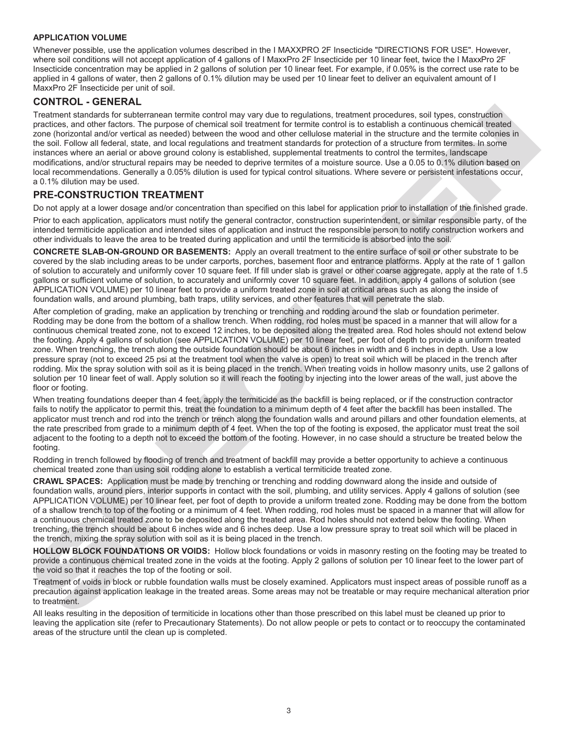**APPLICATION VOLUME**

Whenever possible, use the application volumes described in the I MAXXPRO 2F Insecticide "DIRECTIONS FOR USE". However, where soil conditions will not accept application of 4 gallons of I MaxxPro 2F Insecticide per 10 linear feet, twice the I MaxxPro 2F Insecticide concentration may be applied in 2 gallons of solution per 10 linear feet. For example, if 0.05% is the correct use rate to be applied in 4 gallons of water, then 2 gallons of 0.1% dilution may be used per 10 linear feet to deliver an equivalent amount of I MaxxPro 2F Insecticide per unit of soil.

## CONTROL - GENERAL

Treatment standards for subterranean termite control may vary due to regulations, treatment procedures, soil types, construction practices, and other factors. The purpose of chemical soil treatment for termite control is to establish a continuous chemical treated zone (horizontal and/or vertical as needed) between the wood and other cellulose material in the structure and the termite colonies in the soil. Follow all federal, state, and local regulations and treatment standards for protection of a structure from termites. In some instances where an aerial or above ground colony is established, supplemental treatments to control the termites, landscape modifications, and/or structural repairs may be needed to deprive termites of a moisture source. Use a 0.05 to 0.1% dilution based on local recommendations. Generally a 0.05% dilution is used for typical control situations. Where severe or persistent infestations occur, a 0.1% dilution may be used.

## PRE-CONSTRUCTION TREATMENT

Do not apply at a lower dosage and/or concentration than specified on this label for application prior to installation of the finished grade.

Prior to each application, applicators must notify the general contractor, construction superintendent, or similar responsible party, of the intended termiticide application and intended sites of application and instruct the responsible person to notify construction workers and other individuals to leave the area to be treated during application and until the termiticide is absorbed into the soil.

**CONCRETE SLAB-ON-GROUND OR BASEMENTS:** Apply an overall treatment to the entire surface of soil or other substrate to be covered by the slab including areas to be under carports, porches, basement floor and entrance platforms. Apply at the rate of 1 gallon of solution to accurately and uniformly cover 10 square feet. If fill under slab is gravel or other coarse aggregate, apply at the rate of 1.5 gallons or sufficient volume of solution, to accurately and uniformly cover 10 square feet. In addition, apply 4 gallons of solution (see APPLICATION VOLUME) per 10 linear feet to provide a uniform treated zone in soil at critical areas such as along the inside of foundation walls, and around plumbing, bath traps, utility services, and other features that will penetrate the slab.

After completion of grading, make an application by trenching or trenching and rodding around the slab or foundation perimeter. Rodding may be done from the bottom of a shallow trench. When rodding, rod holes must be spaced in a manner that will allow for a continuous chemical treated zone, not to exceed 12 inches, to be deposited along the treated area. Rod holes should not extend below the footing. Apply 4 gallons of solution (see APPLICATION VOLUME) per 10 linear feet, per foot of depth to provide a uniform treated zone. When trenching, the trench along the outside foundation should be about 6 inches in width and 6 inches in depth. Use a low pressure spray (not to exceed 25 psi at the treatment tool when the valve is open) to treat soil which will be placed in the trench after rodding. Mix the spray solution with soil as it is being placed in the trench. When treating voids in hollow masonry units, use 2 gallons of solution per 10 linear feet of wall. Apply solution so it will reach the footing by injecting into the lower areas of the wall, just above the floor or footing.

When treating foundations deeper than 4 feet, apply the termiticide as the backfill is being replaced, or if the construction contractor fails to notify the applicator to permit this, treat the foundation to a minimum depth of 4 feet after the backfill has been installed. The applicator must trench and rod into the trench or trench along the foundation walls and around pillars and other foundation elements, at the rate prescribed from grade to a minimum depth of 4 feet. When the top of the footing is exposed, the applicator must treat the soil adjacent to the footing to a depth not to exceed the bottom of the footing. However, in no case should a structure be treated below the footing.

Rodding in trench followed by flooding of trench and treatment of backfill may provide a better opportunity to achieve a continuous chemical treated zone than using soil rodding alone to establish a vertical termiticide treated zone.

**CRAWL SPACES:** Application must be made by trenching or trenching and rodding downward along the inside and outside of foundation walls, around piers, interior supports in contact with the soil, plumbing, and utility services. Apply 4 gallons of solution (see APPLICATION VOLUME) per 10 linear feet, per foot of depth to provide a uniform treated zone. Rodding may be done from the bottom of a shallow trench to top of the footing or a minimum of 4 feet. When rodding, rod holes must be spaced in a manner that will allow for a continuous chemical treated zone to be deposited along the treated area. Rod holes should not extend below the footing. When trenching, the trench should be about 6 inches wide and 6 inches deep. Use a low pressure spray to treat soil which will be placed in the trench, mixing the spray solution with soil as it is being placed in the trench.

**HOLLOW BLOCK FOUNDATIONS OR VOIDS:** Hollow block foundations or voids in masonry resting on the footing may be treated to provide a continuous chemical treated zone in the voids at the footing. Apply 2 gallons of solution per 10 linear feet to the lower part of the void so that it reaches the top of the footing or soil.

Treatment of voids in block or rubble foundation walls must be closely examined. Applicators must inspect areas of possible runoff as a precaution against application leakage in the treated areas. Some areas may not be treatable or may require mechanical alteration prior to treatment.

All leaks resulting in the deposition of termiticide in locations other than those prescribed on this label must be cleaned up prior to leaving the application site (refer to Precautionary Statements). Do not allow people or pets to contact or to reoccupy the contaminated areas of the structure until the clean up is completed.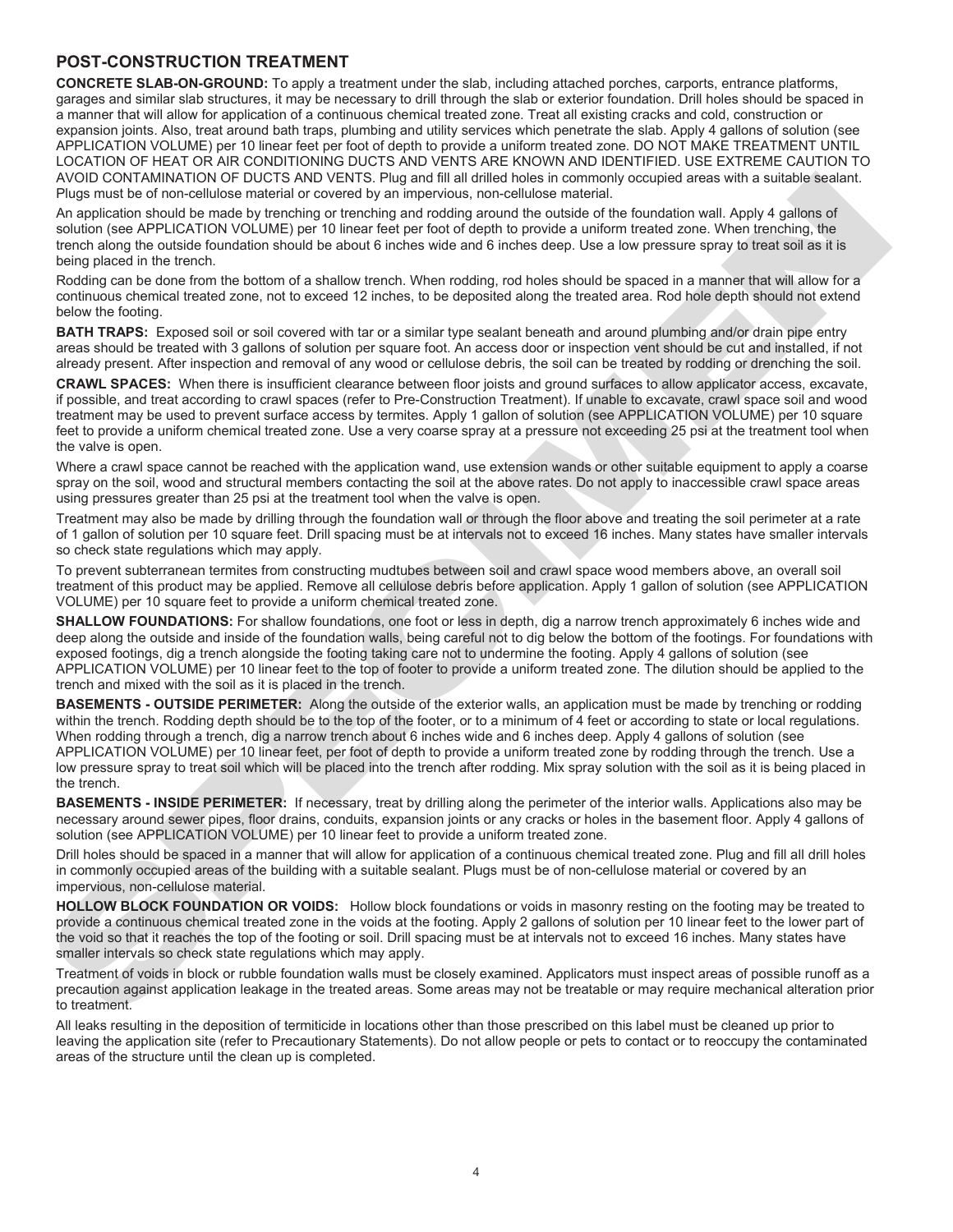## POST-CONSTRUCTION TREATMENT

**CONCRETE SLAB-ON-GROUND:** To apply a treatment under the slab, including attached porches, carports, entrance platforms, garages and similar slab structures, it may be necessary to drill through the slab or exterior foundation. Drill holes should be spaced in a manner that will allow for application of a continuous chemical treated zone. Treat all existing cracks and cold, construction or expansion joints. Also, treat around bath traps, plumbing and utility services which penetrate the slab. Apply 4 gallons of solution (see APPLICATION VOLUME) per 10 linear feet per foot of depth to provide a uniform treated zone. DO NOT MAKE TREATMENT UNTIL LOCATION OF HEAT OR AIR CONDITIONING DUCTS AND VENTS ARE KNOWN AND IDENTIFIED. USE EXTREME CAUTION TO AVOID CONTAMINATION OF DUCTS AND VENTS. Plug and fill all drilled holes in commonly occupied areas with a suitable sealant. Plugs must be of non-cellulose material or covered by an impervious, non-cellulose material.

An application should be made by trenching or trenching and rodding around the outside of the foundation wall. Apply 4 gallons of solution (see APPLICATION VOLUME) per 10 linear feet per foot of depth to provide a uniform treated zone. When trenching, the trench along the outside foundation should be about 6 inches wide and 6 inches deep. Use a low pressure spray to treat soil as it is being placed in the trench.

Rodding can be done from the bottom of a shallow trench. When rodding, rod holes should be spaced in a manner that will allow for a continuous chemical treated zone, not to exceed 12 inches, to be deposited along the treated area. Rod hole depth should not extend below the footing.

**BATH TRAPS:** Exposed soil or soil covered with tar or a similar type sealant beneath and around plumbing and/or drain pipe entry areas should be treated with 3 gallons of solution per square foot. An access door or inspection vent should be cut and installed, if not already present. After inspection and removal of any wood or cellulose debris, the soil can be treated by rodding or drenching the soil.

**CRAWL SPACES:** When there is insufficient clearance between floor joists and ground surfaces to allow applicator access, excavate, if possible, and treat according to crawl spaces (refer to Pre-Construction Treatment). If unable to excavate, crawl space soil and wood treatment may be used to prevent surface access by termites. Apply 1 gallon of solution (see APPLICATION VOLUME) per 10 square feet to provide a uniform chemical treated zone. Use a very coarse spray at a pressure not exceeding 25 psi at the treatment tool when the valve is open.

Where a crawl space cannot be reached with the application wand, use extension wands or other suitable equipment to apply a coarse spray on the soil, wood and structural members contacting the soil at the above rates. Do not apply to inaccessible crawl space areas using pressures greater than 25 psi at the treatment tool when the valve is open.

Treatment may also be made by drilling through the foundation wall or through the floor above and treating the soil perimeter at a rate of 1 gallon of solution per 10 square feet. Drill spacing must be at intervals not to exceed 16 inches. Many states have smaller intervals so check state regulations which may apply.

To prevent subterranean termites from constructing mudtubes between soil and crawl space wood members above, an overall soil treatment of this product may be applied. Remove all cellulose debris before application. Apply 1 gallon of solution (see APPLICATION VOLUME) per 10 square feet to provide a uniform chemical treated zone.

**SHALLOW FOUNDATIONS:** For shallow foundations, one foot or less in depth, dig a narrow trench approximately 6 inches wide and deep along the outside and inside of the foundation walls, being careful not to dig below the bottom of the footings. For foundations with exposed footings, dig a trench alongside the footing taking care not to undermine the footing. Apply 4 gallons of solution (see APPLICATION VOLUME) per 10 linear feet to the top of footer to provide a uniform treated zone. The dilution should be applied to the trench and mixed with the soil as it is placed in the trench.

**BASEMENTS - OUTSIDE PERIMETER:** Along the outside of the exterior walls, an application must be made by trenching or rodding within the trench. Rodding depth should be to the top of the footer, or to a minimum of 4 feet or according to state or local regulations. When rodding through a trench, dig a narrow trench about 6 inches wide and 6 inches deep. Apply 4 gallons of solution (see APPLICATION VOLUME) per 10 linear feet, per foot of depth to provide a uniform treated zone by rodding through the trench. Use a low pressure spray to treat soil which will be placed into the trench after rodding. Mix spray solution with the soil as it is being placed in the trench.

**BASEMENTS - INSIDE PERIMETER:** If necessary, treat by drilling along the perimeter of the interior walls. Applications also may be necessary around sewer pipes, floor drains, conduits, expansion joints or any cracks or holes in the basement floor. Apply 4 gallons of solution (see APPLICATION VOLUME) per 10 linear feet to provide a uniform treated zone.

Drill holes should be spaced in a manner that will allow for application of a continuous chemical treated zone. Plug and fill all drill holes in commonly occupied areas of the building with a suitable sealant. Plugs must be of non-cellulose material or covered by an impervious, non-cellulose material.

**HOLLOW BLOCK FOUNDATION OR VOIDS:** Hollow block foundations or voids in masonry resting on the footing may be treated to provide a continuous chemical treated zone in the voids at the footing. Apply 2 gallons of solution per 10 linear feet to the lower part of the void so that it reaches the top of the footing or soil. Drill spacing must be at intervals not to exceed 16 inches. Many states have smaller intervals so check state regulations which may apply.

Treatment of voids in block or rubble foundation walls must be closely examined. Applicators must inspect areas of possible runoff as a precaution against application leakage in the treated areas. Some areas may not be treatable or may require mechanical alteration prior to treatment.

All leaks resulting in the deposition of termiticide in locations other than those prescribed on this label must be cleaned up prior to leaving the application site (refer to Precautionary Statements). Do not allow people or pets to contact or to reoccupy the contaminated areas of the structure until the clean up is completed.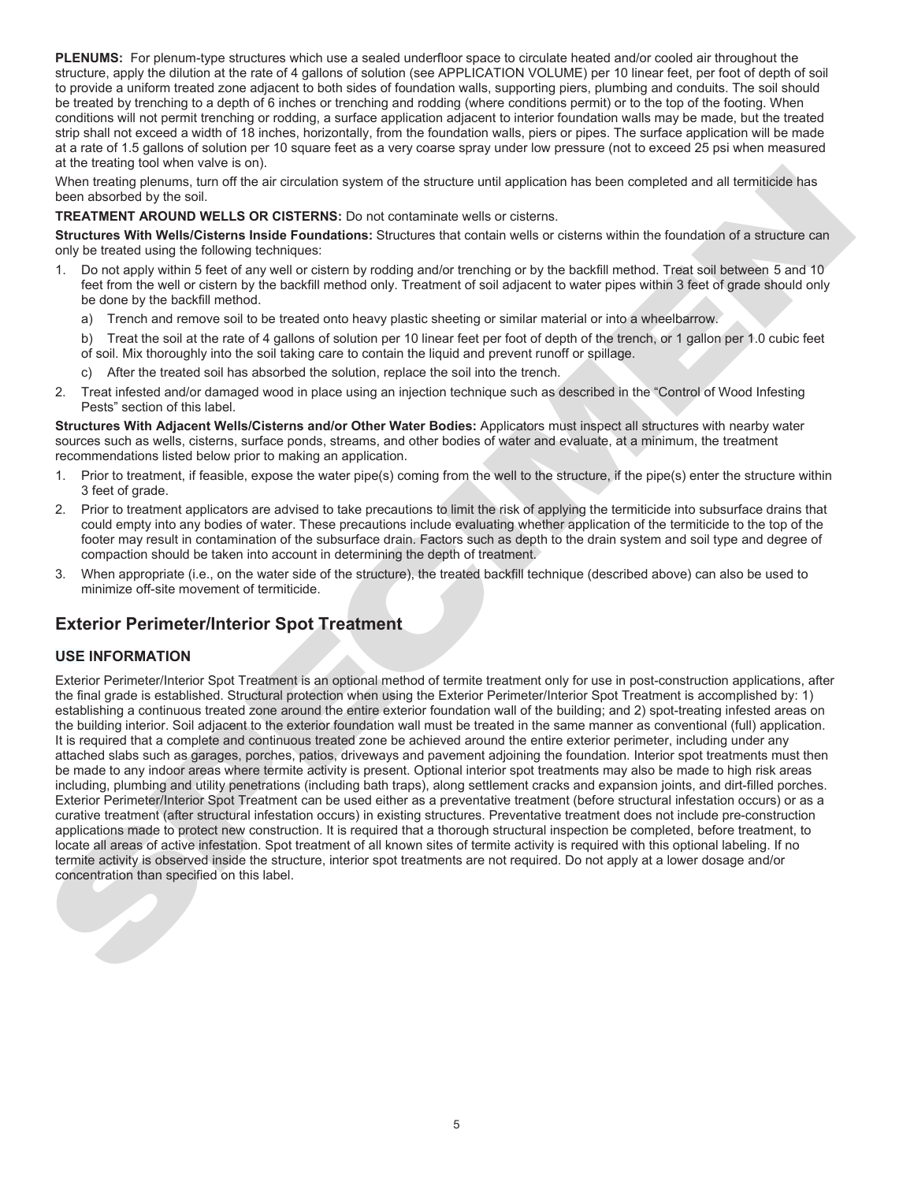**PLENUMS:** For plenum-type structures which use a sealed underfloor space to circulate heated and/or cooled air throughout the structure, apply the dilution at the rate of 4 gallons of solution (see APPLICATION VOLUME) per 10 linear feet, per foot of depth of soil to provide a uniform treated zone adjacent to both sides of foundation walls, supporting piers, plumbing and conduits. The soil should be treated by trenching to a depth of 6 inches or trenching and rodding (where conditions permit) or to the top of the footing. When conditions will not permit trenching or rodding, a surface application adjacent to interior foundation walls may be made, but the treated strip shall not exceed a width of 18 inches, horizontally, from the foundation walls, piers or pipes. The surface application will be made at a rate of 1.5 gallons of solution per 10 square feet as a very coarse spray under low pressure (not to exceed 25 psi when measured at the treating tool when valve is on).

When treating plenums, turn off the air circulation system of the structure until application has been completed and all termiticide has been absorbed by the soil.

**TREATMENT AROUND WELLS OR CISTERNS:** Do not contaminate wells or cisterns.

**Structures With Wells/Cisterns Inside Foundations:** Structures that contain wells or cisterns within the foundation of a structure can only be treated using the following techniques:

1. Do not apply within 5 feet of any well or cistern by rodding and/or trenching or by the backfill method. Treat soil between 5 and 10 feet from the well or cistern by the backfill method only. Treatment of soil adjacent to water pipes within 3 feet of grade should only be done by the backfill method.
   a) Trench and remove soil to be treated onto heavy plastic sheeting or similar material or into a wheelbarrow.
   b) Treat the soil at the rate of 4 gallons of solution per 10 linear feet per foot of depth of the trench, or 1 gallon per 1.0 cubic feet of soil. Mix thoroughly into the soil taking care to contain the liquid and prevent runoff or spillage.
   c) After the treated soil has absorbed the solution, replace the soil into the trench.
2. Treat infested and/or damaged wood in place using an injection technique such as described in the "Control of Wood Infesting Pests" section of this label.

**Structures With Adjacent Wells/Cisterns and/or Other Water Bodies:** Applicators must inspect all structures with nearby water sources such as wells, cisterns, surface ponds, streams, and other bodies of water and evaluate, at a minimum, the treatment recommendations listed below prior to making an application.

1. Prior to treatment, if feasible, expose the water pipe(s) coming from the well to the structure, if the pipe(s) enter the structure within 3 feet of grade.
2. Prior to treatment applicators are advised to take precautions to limit the risk of applying the termiticide into subsurface drains that could empty into any bodies of water. These precautions include evaluating whether application of the termiticide to the top of the footer may result in contamination of the subsurface drain. Factors such as depth to the drain system and soil type and degree of compaction should be taken into account in determining the depth of treatment.
3. When appropriate (i.e., on the water side of the structure), the treated backfill technique (described above) can also be used to minimize off-site movement of termiticide.

## Exterior Perimeter/Interior Spot Treatment

### USE INFORMATION

Exterior Perimeter/Interior Spot Treatment is an optional method of termite treatment only for use in post-construction applications, after the final grade is established. Structural protection when using the Exterior Perimeter/Interior Spot Treatment is accomplished by: 1) establishing a continuous treated zone around the entire exterior foundation wall of the building; and 2) spot-treating infested areas on the building interior. Soil adjacent to the exterior foundation wall must be treated in the same manner as conventional (full) application. It is required that a complete and continuous treated zone be achieved around the entire exterior perimeter, including under any attached slabs such as garages, porches, patios, driveways and pavement adjoining the foundation. Interior spot treatments must then be made to any indoor areas where termite activity is present. Optional interior spot treatments may also be made to high risk areas including, plumbing and utility penetrations (including bath traps), along settlement cracks and expansion joints, and dirt-filled porches. Exterior Perimeter/Interior Spot Treatment can be used either as a preventative treatment (before structural infestation occurs) or as a curative treatment (after structural infestation occurs) in existing structures. Preventative treatment does not include pre-construction applications made to protect new construction. It is required that a thorough structural inspection be completed, before treatment, to locate all areas of active infestation. Spot treatment of all known sites of termite activity is required with this optional labeling. If no termite activity is observed inside the structure, interior spot treatments are not required. Do not apply at a lower dosage and/or concentration than specified on this label.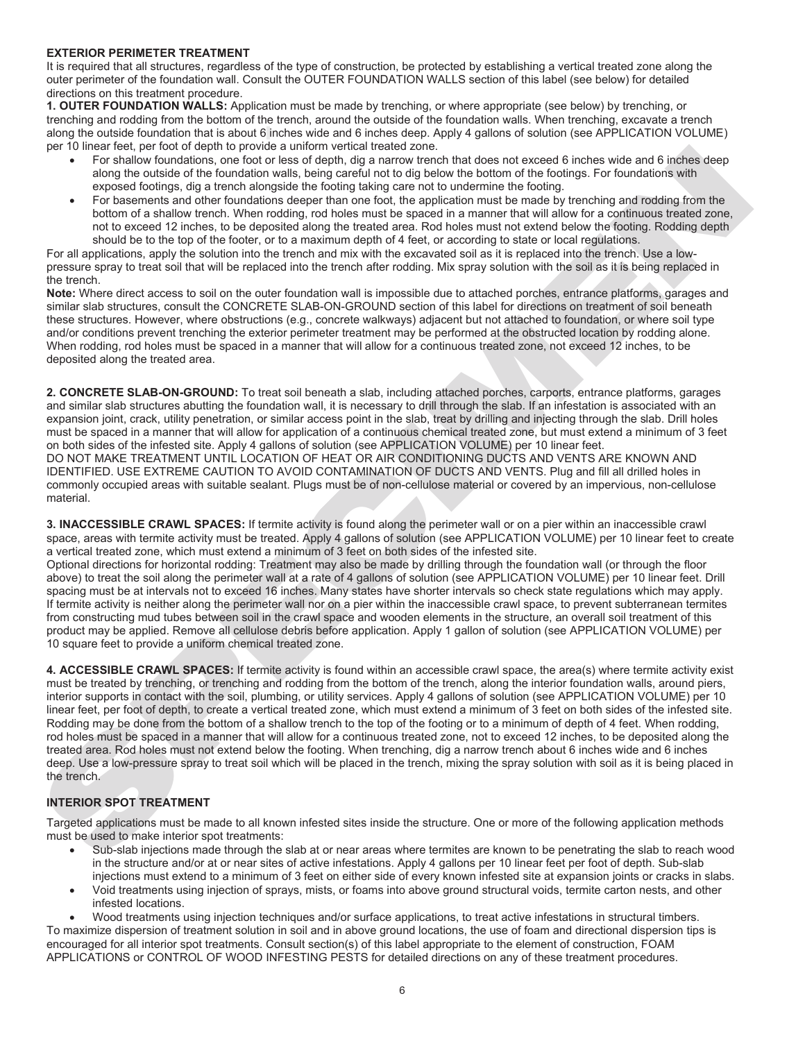**EXTERIOR PERIMETER TREATMENT**

It is required that all structures, regardless of the type of construction, be protected by establishing a vertical treated zone along the outer perimeter of the foundation wall. Consult the OUTER FOUNDATION WALLS section of this label (see below) for detailed directions on this treatment procedure.

**1. OUTER FOUNDATION WALLS:** Application must be made by trenching, or where appropriate (see below) by trenching, or trenching and rodding from the bottom of the trench, around the outside of the foundation walls. When trenching, excavate a trench along the outside foundation that is about 6 inches wide and 6 inches deep. Apply 4 gallons of solution (see APPLICATION VOLUME) per 10 linear feet, per foot of depth to provide a uniform vertical treated zone.

- For shallow foundations, one foot or less of depth, dig a narrow trench that does not exceed 6 inches wide and 6 inches deep along the outside of the foundation walls, being careful not to dig below the bottom of the footings. For foundations with exposed footings, dig a trench alongside the footing taking care not to undermine the footing.
- For basements and other foundations deeper than one foot, the application must be made by trenching and rodding from the bottom of a shallow trench. When rodding, rod holes must be spaced in a manner that will allow for a continuous treated zone, not to exceed 12 inches, to be deposited along the treated area. Rod holes must not extend below the footing. Rodding depth should be to the top of the footer, or to a maximum depth of 4 feet, or according to state or local regulations.

For all applications, apply the solution into the trench and mix with the excavated soil as it is replaced into the trench. Use a low-pressure spray to treat soil that will be replaced into the trench after rodding. Mix spray solution with the soil as it is being replaced in the trench.

**Note:** Where direct access to soil on the outer foundation wall is impossible due to attached porches, entrance platforms, garages and similar slab structures, consult the CONCRETE SLAB-ON-GROUND section of this label for directions on treatment of soil beneath these structures. However, where obstructions (e.g., concrete walkways) adjacent but not attached to foundation, or where soil type and/or conditions prevent trenching the exterior perimeter treatment may be performed at the obstructed location by rodding alone. When rodding, rod holes must be spaced in a manner that will allow for a continuous treated zone, not exceed 12 inches, to be deposited along the treated area.

**2. CONCRETE SLAB-ON-GROUND:** To treat soil beneath a slab, including attached porches, carports, entrance platforms, garages and similar slab structures abutting the foundation wall, it is necessary to drill through the slab. If an infestation is associated with an expansion joint, crack, utility penetration, or similar access point in the slab, treat by drilling and injecting through the slab. Drill holes must be spaced in a manner that will allow for application of a continuous chemical treated zone, but must extend a minimum of 3 feet on both sides of the infested site. Apply 4 gallons of solution (see APPLICATION VOLUME) per 10 linear feet.

DO NOT MAKE TREATMENT UNTIL LOCATION OF HEAT OR AIR CONDITIONING DUCTS AND VENTS ARE KNOWN AND IDENTIFIED. USE EXTREME CAUTION TO AVOID CONTAMINATION OF DUCTS AND VENTS. Plug and fill all drilled holes in commonly occupied areas with suitable sealant. Plugs must be of non-cellulose material or covered by an impervious, non-cellulose material.

**3. INACCESSIBLE CRAWL SPACES:** If termite activity is found along the perimeter wall or on a pier within an inaccessible crawl space, areas with termite activity must be treated. Apply 4 gallons of solution (see APPLICATION VOLUME) per 10 linear feet to create a vertical treated zone, which must extend a minimum of 3 feet on both sides of the infested site.

Optional directions for horizontal rodding: Treatment may also be made by drilling through the foundation wall (or through the floor above) to treat the soil along the perimeter wall at a rate of 4 gallons of solution (see APPLICATION VOLUME) per 10 linear feet. Drill spacing must be at intervals not to exceed 16 inches. Many states have shorter intervals so check state regulations which may apply. If termite activity is neither along the perimeter wall nor on a pier within the inaccessible crawl space, to prevent subterranean termites from constructing mud tubes between soil in the crawl space and wooden elements in the structure, an overall soil treatment of this product may be applied. Remove all cellulose debris before application. Apply 1 gallon of solution (see APPLICATION VOLUME) per 10 square feet to provide a uniform chemical treated zone.

**4. ACCESSIBLE CRAWL SPACES:** If termite activity is found within an accessible crawl space, the area(s) where termite activity exist must be treated by trenching, or trenching and rodding from the bottom of the trench, along the interior foundation walls, around piers, interior supports in contact with the soil, plumbing, or utility services. Apply 4 gallons of solution (see APPLICATION VOLUME) per 10 linear feet, per foot of depth, to create a vertical treated zone, which must extend a minimum of 3 feet on both sides of the infested site. Rodding may be done from the bottom of a shallow trench to the top of the footing or to a minimum of depth of 4 feet. When rodding, rod holes must be spaced in a manner that will allow for a continuous treated zone, not to exceed 12 inches, to be deposited along the treated area. Rod holes must not extend below the footing. When trenching, dig a narrow trench about 6 inches wide and 6 inches deep. Use a low-pressure spray to treat soil which will be placed in the trench, mixing the spray solution with soil as it is being placed in the trench.

**INTERIOR SPOT TREATMENT**

Targeted applications must be made to all known infested sites inside the structure. One or more of the following application methods must be used to make interior spot treatments:

- Sub-slab injections made through the slab at or near areas where termites are known to be penetrating the slab to reach wood in the structure and/or at or near sites of active infestations. Apply 4 gallons per 10 linear feet per foot of depth. Sub-slab injections must extend to a minimum of 3 feet on either side of every known infested site at expansion joints or cracks in slabs.
- Void treatments using injection of sprays, mists, or foams into above ground structural voids, termite carton nests, and other infested locations.
- Wood treatments using injection techniques and/or surface applications, to treat active infestations in structural timbers.

To maximize dispersion of treatment solution in soil and in above ground locations, the use of foam and directional dispersion tips is encouraged for all interior spot treatments. Consult section(s) of this label appropriate to the element of construction, FOAM APPLICATIONS or CONTROL OF WOOD INFESTING PESTS for detailed directions on any of these treatment procedures.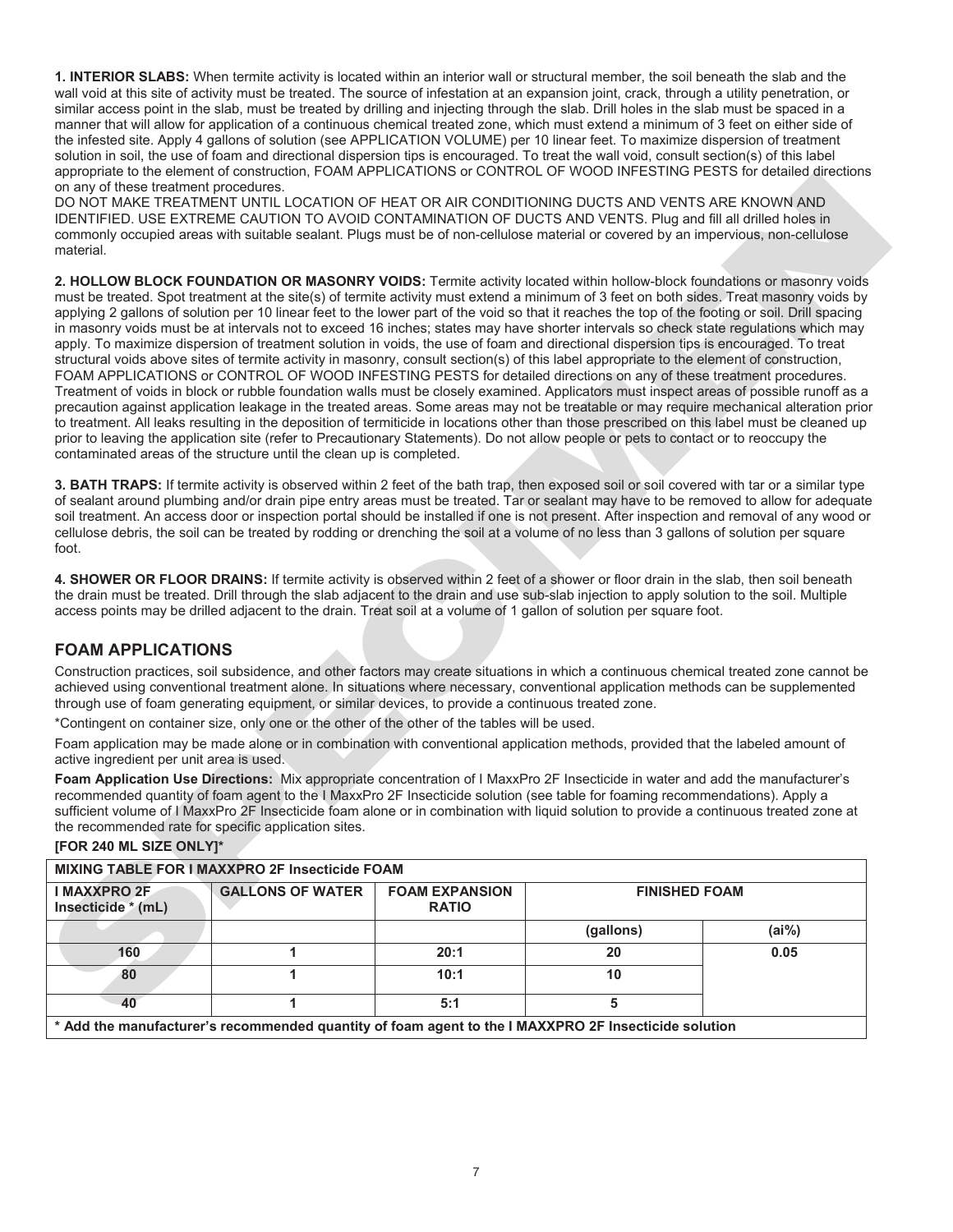**1. INTERIOR SLABS:** When termite activity is located within an interior wall or structural member, the soil beneath the slab and the wall void at this site of activity must be treated. The source of infestation at an expansion joint, crack, through a utility penetration, or similar access point in the slab, must be treated by drilling and injecting through the slab. Drill holes in the slab must be spaced in a manner that will allow for application of a continuous chemical treated zone, which must extend a minimum of 3 feet on either side of the infested site. Apply 4 gallons of solution (see APPLICATION VOLUME) per 10 linear feet. To maximize dispersion of treatment solution in soil, the use of foam and directional dispersion tips is encouraged. To treat the wall void, consult section(s) of this label appropriate to the element of construction, FOAM APPLICATIONS or CONTROL OF WOOD INFESTING PESTS for detailed directions on any of these treatment procedures.

DO NOT MAKE TREATMENT UNTIL LOCATION OF HEAT OR AIR CONDITIONING DUCTS AND VENTS ARE KNOWN AND IDENTIFIED. USE EXTREME CAUTION TO AVOID CONTAMINATION OF DUCTS AND VENTS. Plug and fill all drilled holes in commonly occupied areas with suitable sealant. Plugs must be of non-cellulose material or covered by an impervious, non-cellulose material.

**2. HOLLOW BLOCK FOUNDATION OR MASONRY VOIDS:** Termite activity located within hollow-block foundations or masonry voids must be treated. Spot treatment at the site(s) of termite activity must extend a minimum of 3 feet on both sides. Treat masonry voids by applying 2 gallons of solution per 10 linear feet to the lower part of the void so that it reaches the top of the footing or soil. Drill spacing in masonry voids must be at intervals not to exceed 16 inches; states may have shorter intervals so check state regulations which may apply. To maximize dispersion of treatment solution in voids, the use of foam and directional dispersion tips is encouraged. To treat structural voids above sites of termite activity in masonry, consult section(s) of this label appropriate to the element of construction, FOAM APPLICATIONS or CONTROL OF WOOD INFESTING PESTS for detailed directions on any of these treatment procedures. Treatment of voids in block or rubble foundation walls must be closely examined. Applicators must inspect areas of possible runoff as a precaution against application leakage in the treated areas. Some areas may not be treatable or may require mechanical alteration prior to treatment. All leaks resulting in the deposition of termiticide in locations other than those prescribed on this label must be cleaned up prior to leaving the application site (refer to Precautionary Statements). Do not allow people or pets to contact or to reoccupy the contaminated areas of the structure until the clean up is completed.

**3. BATH TRAPS:** If termite activity is observed within 2 feet of the bath trap, then exposed soil or soil covered with tar or a similar type of sealant around plumbing and/or drain pipe entry areas must be treated. Tar or sealant may have to be removed to allow for adequate soil treatment. An access door or inspection portal should be installed if one is not present. After inspection and removal of any wood or cellulose debris, the soil can be treated by rodding or drenching the soil at a volume of no less than 3 gallons of solution per square foot.

**4. SHOWER OR FLOOR DRAINS:** If termite activity is observed within 2 feet of a shower or floor drain in the slab, then soil beneath the drain must be treated. Drill through the slab adjacent to the drain and use sub-slab injection to apply solution to the soil. Multiple access points may be drilled adjacent to the drain. Treat soil at a volume of 1 gallon of solution per square foot.

## FOAM APPLICATIONS

Construction practices, soil subsidence, and other factors may create situations in which a continuous chemical treated zone cannot be achieved using conventional treatment alone. In situations where necessary, conventional application methods can be supplemented through use of foam generating equipment, or similar devices, to provide a continuous treated zone.

*Contingent on container size, only one or the other of the other of the tables will be used.

Foam application may be made alone or in combination with conventional application methods, provided that the labeled amount of active ingredient per unit area is used.

**Foam Application Use Directions:** Mix appropriate concentration of I MaxxPro 2F Insecticide in water and add the manufacturer's recommended quantity of foam agent to the I MaxxPro 2F Insecticide solution (see table for foaming recommendations). Apply a sufficient volume of I MaxxPro 2F Insecticide foam alone or in combination with liquid solution to provide a continuous treated zone at the recommended rate for specific application sites.

**[FOR 240 ML SIZE ONLY]***

| MIXING TABLE FOR I MAXXPRO 2F Insecticide FOAM | | | | |
|---|---|---|---|---|
| **I MAXXPRO 2F Insecticide * (mL)** | **GALLONS OF WATER** | **FOAM EXPANSION RATIO** | **FINISHED FOAM** | |
| | | | **(gallons)** | **(ai%)** |
| 160 | 1 | 20:1 | 20 | 0.05 |
| 80 | 1 | 10:1 | 10 | |
| 40 | 1 | 5:1 | 5 | |
| **\* Add the manufacturer's recommended quantity of foam agent to the I MAXXPRO 2F Insecticide solution** | | | | |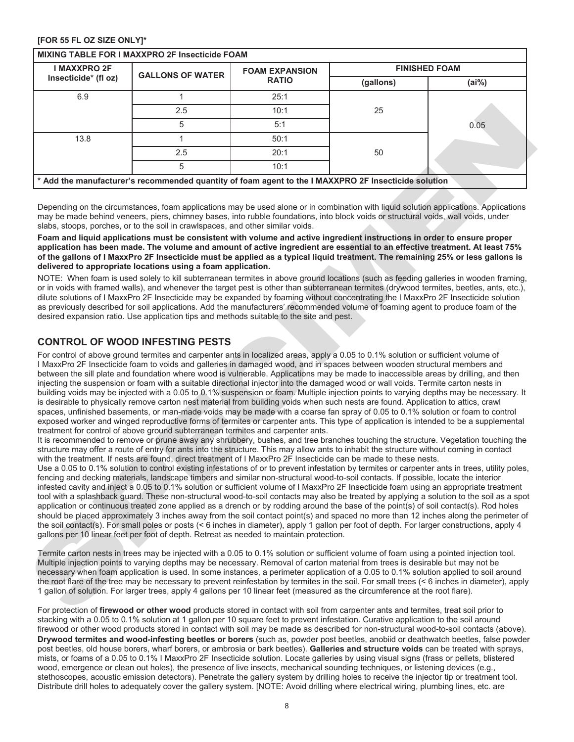**[FOR 55 FL OZ SIZE ONLY]***

| MIXING TABLE FOR I MAXXPRO 2F Insecticide FOAM | | | | |
|---|---|---|---|---|
| I MAXXPRO 2F Insecticide* (fl oz) | GALLONS OF WATER | FOAM EXPANSION RATIO | FINISHED FOAM | |
| | | | (gallons) | (ai%) |
| 6.9 | 1 | 25:1 | 25 | 0.05 |
| | 2.5 | 10:1 | | |
| | 5 | 5:1 | | |
| 13.8 | 1 | 50:1 | 50 | |
| | 2.5 | 20:1 | | |
| | 5 | 10:1 | | |

* Add the manufacturer's recommended quantity of foam agent to the I MAXXPRO 2F Insecticide solution

Depending on the circumstances, foam applications may be used alone or in combination with liquid solution applications. Applications may be made behind veneers, piers, chimney bases, into rubble foundations, into block voids or structural voids, wall voids, under slabs, stoops, porches, or to the soil in crawlspaces, and other similar voids.

**Foam and liquid applications must be consistent with volume and active ingredient instructions in order to ensure proper application has been made. The volume and amount of active ingredient are essential to an effective treatment. At least 75% of the gallons of I MaxxPro 2F Insecticide must be applied as a typical liquid treatment. The remaining 25% or less gallons is delivered to appropriate locations using a foam application.**

NOTE: When foam is used solely to kill subterranean termites in above ground locations (such as feeding galleries in wooden framing, or in voids with framed walls), and whenever the target pest is other than subterranean termites (drywood termites, beetles, ants, etc.), dilute solutions of I MaxxPro 2F Insecticide may be expanded by foaming without concentrating the I MaxxPro 2F Insecticide solution as previously described for soil applications. Add the manufacturers' recommended volume of foaming agent to produce foam of the desired expansion ratio. Use application tips and methods suitable to the site and pest.

## CONTROL OF WOOD INFESTING PESTS

For control of above ground termites and carpenter ants in localized areas, apply a 0.05 to 0.1% solution or sufficient volume of I MaxxPro 2F Insecticide foam to voids and galleries in damaged wood, and in spaces between wooden structural members and between the sill plate and foundation where wood is vulnerable. Applications may be made to inaccessible areas by drilling, and then injecting the suspension or foam with a suitable directional injector into the damaged wood or wall voids. Termite carton nests in building voids may be injected with a 0.05 to 0.1% suspension or foam. Multiple injection points to varying depths may be necessary. It is desirable to physically remove carton nest material from building voids when such nests are found. Application to attics, crawl spaces, unfinished basements, or man-made voids may be made with a coarse fan spray of 0.05 to 0.1% solution or foam to control exposed worker and winged reproductive forms of termites or carpenter ants. This type of application is intended to be a supplemental treatment for control of above ground subterranean termites and carpenter ants.

It is recommended to remove or prune away any shrubbery, bushes, and tree branches touching the structure. Vegetation touching the structure may offer a route of entry for ants into the structure. This may allow ants to inhabit the structure without coming in contact with the treatment. If nests are found, direct treatment of I MaxxPro 2F Insecticide can be made to these nests.

Use a 0.05 to 0.1% solution to control existing infestations of or to prevent infestation by termites or carpenter ants in trees, utility poles, fencing and decking materials, landscape timbers and similar non-structural wood-to-soil contacts. If possible, locate the interior infested cavity and inject a 0.05 to 0.1% solution or sufficient volume of I MaxxPro 2F Insecticide foam using an appropriate treatment tool with a splashback guard. These non-structural wood-to-soil contacts may also be treated by applying a solution to the soil as a spot application or continuous treated zone applied as a drench or by rodding around the base of the point(s) of soil contact(s). Rod holes should be placed approximately 3 inches away from the soil contact point(s) and spaced no more than 12 inches along the perimeter of the soil contact(s). For small poles or posts (< 6 inches in diameter), apply 1 gallon per foot of depth. For larger constructions, apply 4 gallons per 10 linear feet per foot of depth. Retreat as needed to maintain protection.

Termite carton nests in trees may be injected with a 0.05 to 0.1% solution or sufficient volume of foam using a pointed injection tool. Multiple injection points to varying depths may be necessary. Removal of carton material from trees is desirable but may not be necessary when foam application is used. In some instances, a perimeter application of a 0.05 to 0.1% solution applied to soil around the root flare of the tree may be necessary to prevent reinfestation by termites in the soil. For small trees (< 6 inches in diameter), apply 1 gallon of solution. For larger trees, apply 4 gallons per 10 linear feet (measured as the circumference at the root flare).

For protection of **firewood or other wood** products stored in contact with soil from carpenter ants and termites, treat soil prior to stacking with a 0.05 to 0.1% solution at 1 gallon per 10 square feet to prevent infestation. Curative application to the soil around firewood or other wood products stored in contact with soil may be made as described for non-structural wood-to-soil contacts (above).

**Drywood termites and wood-infesting beetles or borers** (such as, powder post beetles, anobiid or deathwatch beetles, false powder post beetles, old house borers, wharf borers, or ambrosia or bark beetles). **Galleries and structure voids** can be treated with sprays, mists, or foams of a 0.05 to 0.1% I MaxxPro 2F Insecticide solution. Locate galleries by using visual signs (frass or pellets, blistered wood, emergence or clean out holes), the presence of live insects, mechanical sounding techniques, or listening devices (e.g., stethoscopes, acoustic emission detectors). Penetrate the gallery system by drilling holes to receive the injector tip or treatment tool. Distribute drill holes to adequately cover the gallery system. [NOTE: Avoid drilling where electrical wiring, plumbing lines, etc. are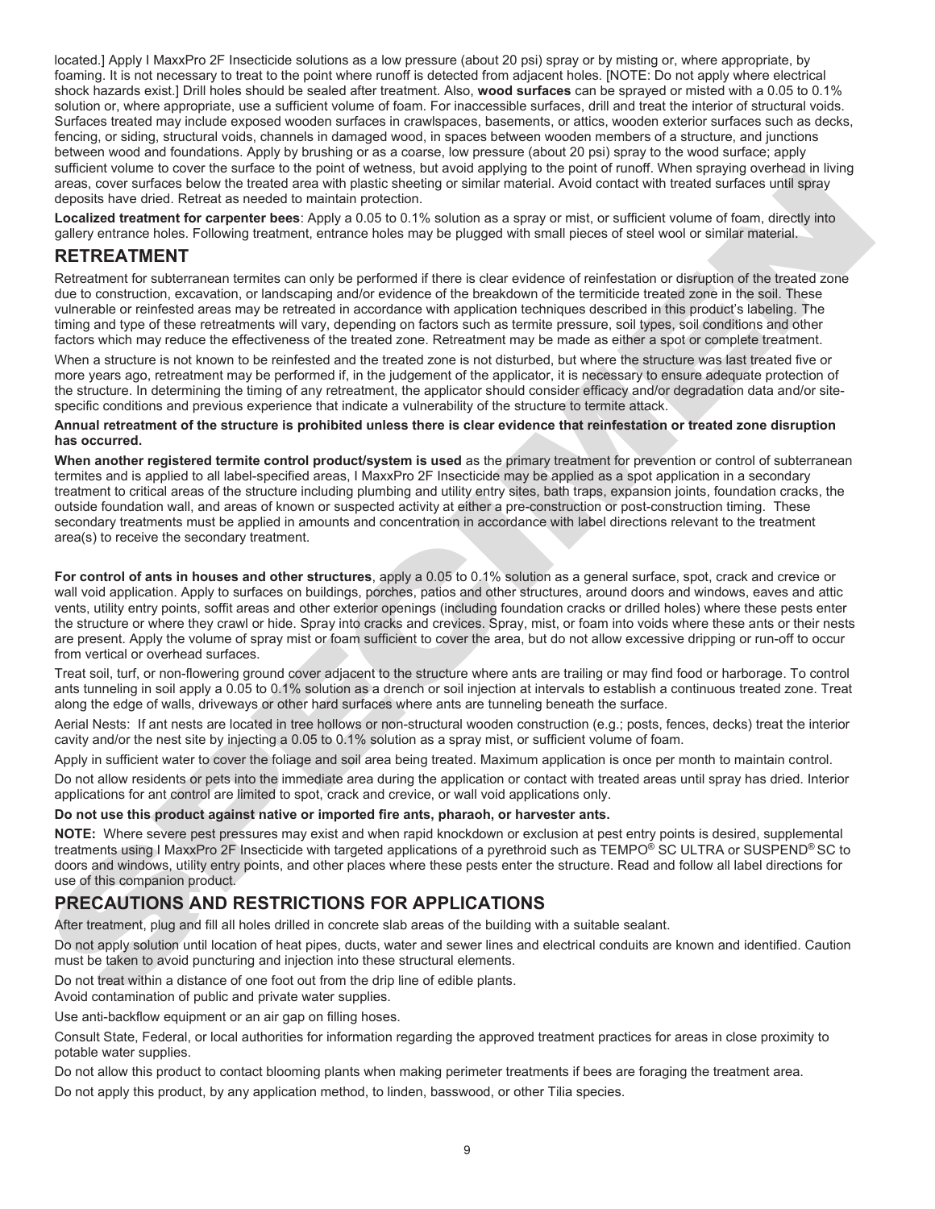located.] Apply I MaxxPro 2F Insecticide solutions as a low pressure (about 20 psi) spray or by misting or, where appropriate, by foaming. It is not necessary to treat to the point where runoff is detected from adjacent holes. [NOTE: Do not apply where electrical shock hazards exist.] Drill holes should be sealed after treatment. Also, **wood surfaces** can be sprayed or misted with a 0.05 to 0.1% solution or, where appropriate, use a sufficient volume of foam. For inaccessible surfaces, drill and treat the interior of structural voids. Surfaces treated may include exposed wooden surfaces in crawlspaces, basements, or attics, wooden exterior surfaces such as decks, fencing, or siding, structural voids, channels in damaged wood, in spaces between wooden members of a structure, and junctions between wood and foundations. Apply by brushing or as a coarse, low pressure (about 20 psi) spray to the wood surface; apply sufficient volume to cover the surface to the point of wetness, but avoid applying to the point of runoff. When spraying overhead in living areas, cover surfaces below the treated area with plastic sheeting or similar material. Avoid contact with treated surfaces until spray deposits have dried. Retreat as needed to maintain protection.

**Localized treatment for carpenter bees**: Apply a 0.05 to 0.1% solution as a spray or mist, or sufficient volume of foam, directly into gallery entrance holes. Following treatment, entrance holes may be plugged with small pieces of steel wool or similar material.

## RETREATMENT

Retreatment for subterranean termites can only be performed if there is clear evidence of reinfestation or disruption of the treated zone due to construction, excavation, or landscaping and/or evidence of the breakdown of the termiticide treated zone in the soil. These vulnerable or reinfested areas may be retreated in accordance with application techniques described in this product's labeling. The timing and type of these retreatments will vary, depending on factors such as termite pressure, soil types, soil conditions and other factors which may reduce the effectiveness of the treated zone. Retreatment may be made as either a spot or complete treatment.

When a structure is not known to be reinfested and the treated zone is not disturbed, but where the structure was last treated five or more years ago, retreatment may be performed if, in the judgement of the applicator, it is necessary to ensure adequate protection of the structure. In determining the timing of any retreatment, the applicator should consider efficacy and/or degradation data and/or site-specific conditions and previous experience that indicate a vulnerability of the structure to termite attack.

**Annual retreatment of the structure is prohibited unless there is clear evidence that reinfestation or treated zone disruption has occurred.**

**When another registered termite control product/system is used** as the primary treatment for prevention or control of subterranean termites and is applied to all label-specified areas, I MaxxPro 2F Insecticide may be applied as a spot application in a secondary treatment to critical areas of the structure including plumbing and utility entry sites, bath traps, expansion joints, foundation cracks, the outside foundation wall, and areas of known or suspected activity at either a pre-construction or post-construction timing. These secondary treatments must be applied in amounts and concentration in accordance with label directions relevant to the treatment area(s) to receive the secondary treatment.

**For control of ants in houses and other structures**, apply a 0.05 to 0.1% solution as a general surface, spot, crack and crevice or wall void application. Apply to surfaces on buildings, porches, patios and other structures, around doors and windows, eaves and attic vents, utility entry points, soffit areas and other exterior openings (including foundation cracks or drilled holes) where these pests enter the structure or where they crawl or hide. Spray into cracks and crevices. Spray, mist, or foam into voids where these ants or their nests are present. Apply the volume of spray mist or foam sufficient to cover the area, but do not allow excessive dripping or run-off to occur from vertical or overhead surfaces.

Treat soil, turf, or non-flowering ground cover adjacent to the structure where ants are trailing or may find food or harborage. To control ants tunneling in soil apply a 0.05 to 0.1% solution as a drench or soil injection at intervals to establish a continuous treated zone. Treat along the edge of walls, driveways or other hard surfaces where ants are tunneling beneath the surface.

Aerial Nests: If ant nests are located in tree hollows or non-structural wooden construction (e.g.; posts, fences, decks) treat the interior cavity and/or the nest site by injecting a 0.05 to 0.1% solution as a spray mist, or sufficient volume of foam.

Apply in sufficient water to cover the foliage and soil area being treated. Maximum application is once per month to maintain control.

Do not allow residents or pets into the immediate area during the application or contact with treated areas until spray has dried. Interior applications for ant control are limited to spot, crack and crevice, or wall void applications only.

**Do not use this product against native or imported fire ants, pharaoh, or harvester ants.**

**NOTE:** Where severe pest pressures may exist and when rapid knockdown or exclusion at pest entry points is desired, supplemental treatments using I MaxxPro 2F Insecticide with targeted applications of a pyrethroid such as TEMPO® SC ULTRA or SUSPEND® SC to doors and windows, utility entry points, and other places where these pests enter the structure. Read and follow all label directions for use of this companion product.

## PRECAUTIONS AND RESTRICTIONS FOR APPLICATIONS

After treatment, plug and fill all holes drilled in concrete slab areas of the building with a suitable sealant.

Do not apply solution until location of heat pipes, ducts, water and sewer lines and electrical conduits are known and identified. Caution must be taken to avoid puncturing and injection into these structural elements.

Do not treat within a distance of one foot out from the drip line of edible plants.

Avoid contamination of public and private water supplies.

Use anti-backflow equipment or an air gap on filling hoses.

Consult State, Federal, or local authorities for information regarding the approved treatment practices for areas in close proximity to potable water supplies.

Do not allow this product to contact blooming plants when making perimeter treatments if bees are foraging the treatment area.

Do not apply this product, by any application method, to linden, basswood, or other Tilia species.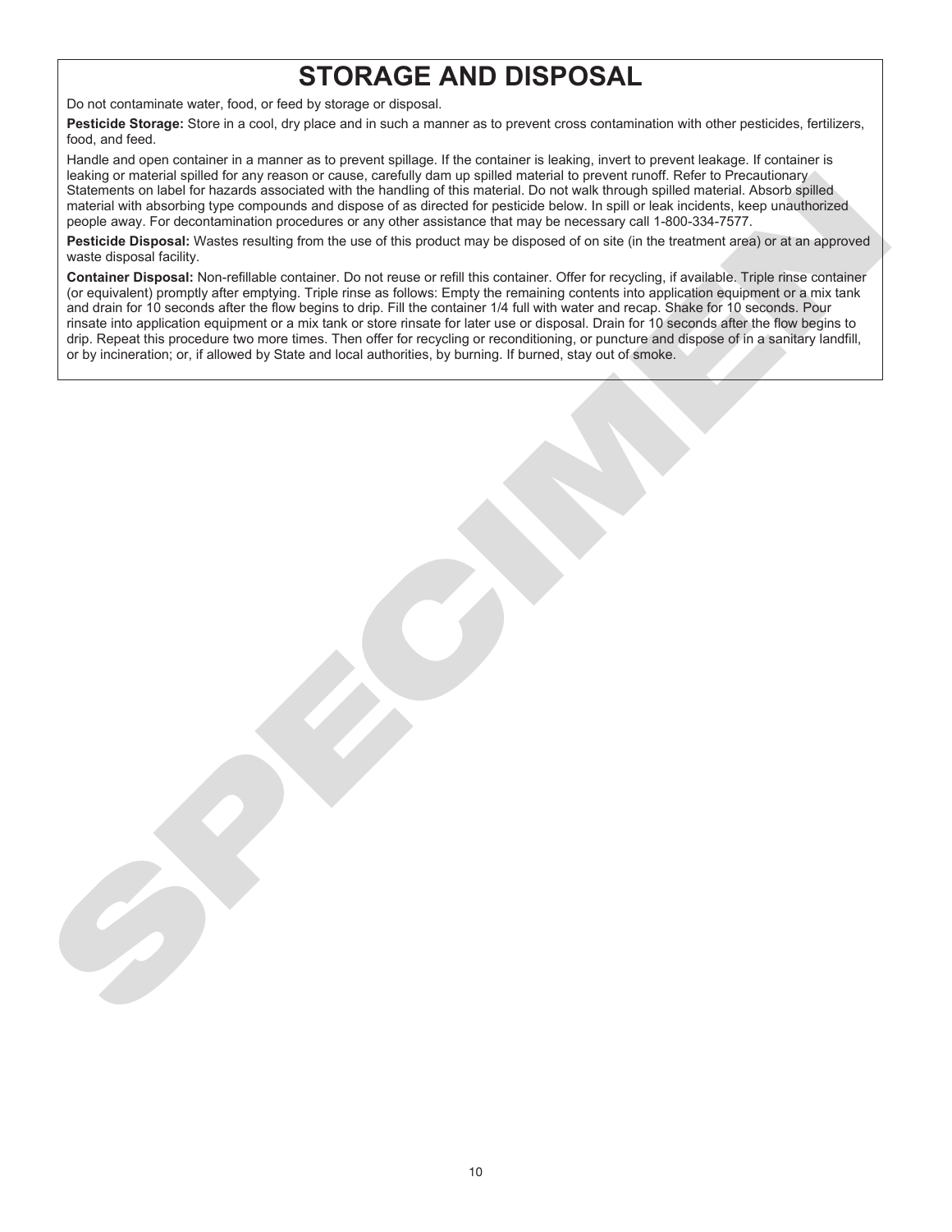# STORAGE AND DISPOSAL

Do not contaminate water, food, or feed by storage or disposal.

**Pesticide Storage:** Store in a cool, dry place and in such a manner as to prevent cross contamination with other pesticides, fertilizers, food, and feed.

Handle and open container in a manner as to prevent spillage. If the container is leaking, invert to prevent leakage. If container is leaking or material spilled for any reason or cause, carefully dam up spilled material to prevent runoff. Refer to Precautionary Statements on label for hazards associated with the handling of this material. Do not walk through spilled material. Absorb spilled material with absorbing type compounds and dispose of as directed for pesticide below. In spill or leak incidents, keep unauthorized people away. For decontamination procedures or any other assistance that may be necessary call 1-800-334-7577.

**Pesticide Disposal:** Wastes resulting from the use of this product may be disposed of on site (in the treatment area) or at an approved waste disposal facility.

**Container Disposal:** Non-refillable container. Do not reuse or refill this container. Offer for recycling, if available. Triple rinse container (or equivalent) promptly after emptying. Triple rinse as follows: Empty the remaining contents into application equipment or a mix tank and drain for 10 seconds after the flow begins to drip. Fill the container 1/4 full with water and recap. Shake for 10 seconds. Pour rinsate into application equipment or a mix tank or store rinsate for later use or disposal. Drain for 10 seconds after the flow begins to drip. Repeat this procedure two more times. Then offer for recycling or reconditioning, or puncture and dispose of in a sanitary landfill, or by incineration; or, if allowed by State and local authorities, by burning. If burned, stay out of smoke.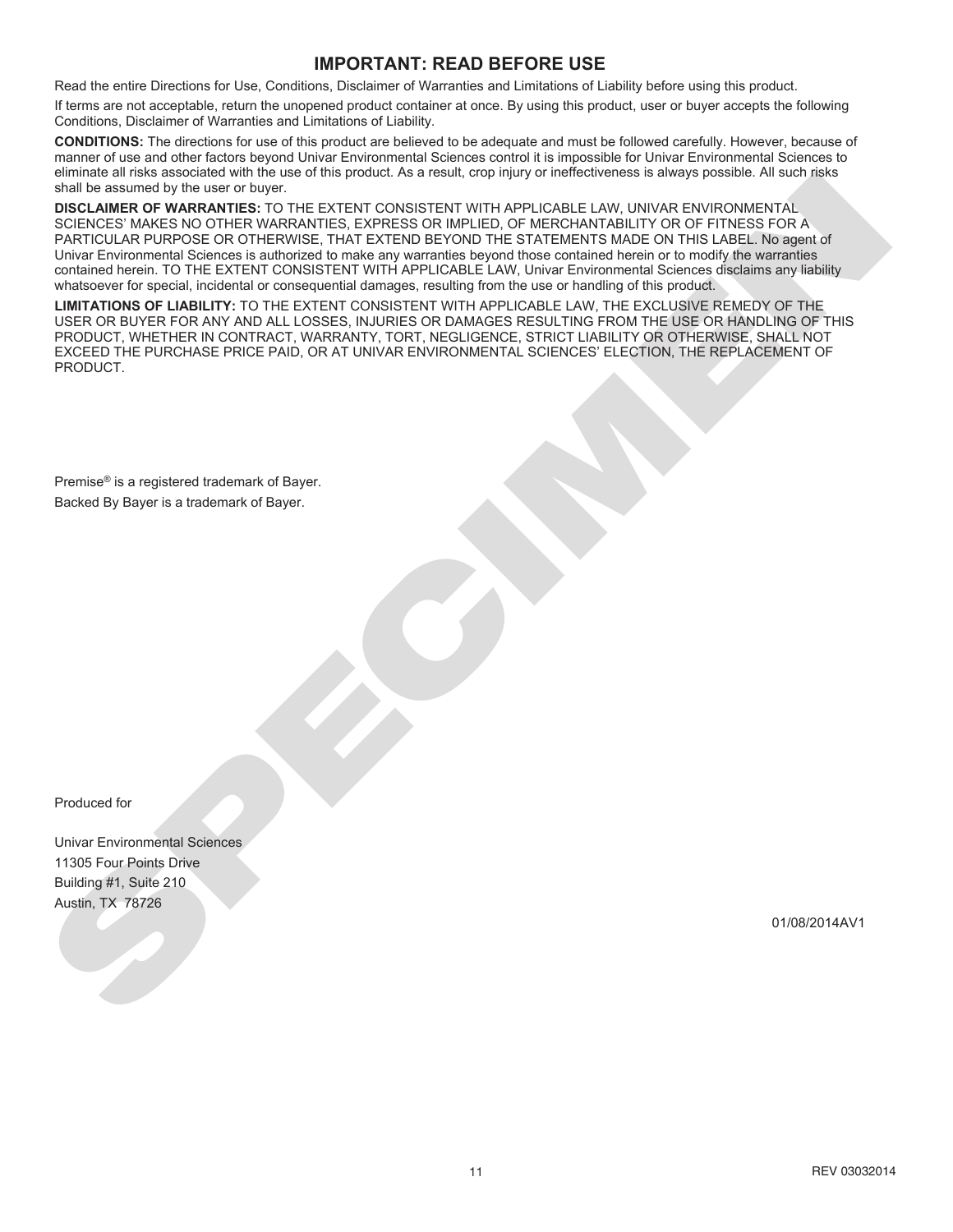# IMPORTANT: READ BEFORE USE

Read the entire Directions for Use, Conditions, Disclaimer of Warranties and Limitations of Liability before using this product.

If terms are not acceptable, return the unopened product container at once. By using this product, user or buyer accepts the following Conditions, Disclaimer of Warranties and Limitations of Liability.

**CONDITIONS:** The directions for use of this product are believed to be adequate and must be followed carefully. However, because of manner of use and other factors beyond Univar Environmental Sciences control it is impossible for Univar Environmental Sciences to eliminate all risks associated with the use of this product. As a result, crop injury or ineffectiveness is always possible. All such risks shall be assumed by the user or buyer.

**DISCLAIMER OF WARRANTIES:** TO THE EXTENT CONSISTENT WITH APPLICABLE LAW, UNIVAR ENVIRONMENTAL SCIENCES' MAKES NO OTHER WARRANTIES, EXPRESS OR IMPLIED, OF MERCHANTABILITY OR OF FITNESS FOR A PARTICULAR PURPOSE OR OTHERWISE, THAT EXTEND BEYOND THE STATEMENTS MADE ON THIS LABEL. No agent of Univar Environmental Sciences is authorized to make any warranties beyond those contained herein or to modify the warranties contained herein. TO THE EXTENT CONSISTENT WITH APPLICABLE LAW, Univar Environmental Sciences disclaims any liability whatsoever for special, incidental or consequential damages, resulting from the use or handling of this product.

**LIMITATIONS OF LIABILITY:** TO THE EXTENT CONSISTENT WITH APPLICABLE LAW, THE EXCLUSIVE REMEDY OF THE USER OR BUYER FOR ANY AND ALL LOSSES, INJURIES OR DAMAGES RESULTING FROM THE USE OR HANDLING OF THIS PRODUCT, WHETHER IN CONTRACT, WARRANTY, TORT, NEGLIGENCE, STRICT LIABILITY OR OTHERWISE, SHALL NOT EXCEED THE PURCHASE PRICE PAID, OR AT UNIVAR ENVIRONMENTAL SCIENCES' ELECTION, THE REPLACEMENT OF PRODUCT.

Premise® is a registered trademark of Bayer.

Backed By Bayer is a trademark of Bayer.

Produced for

Univar Environmental Sciences
11305 Four Points Drive
Building #1, Suite 210
Austin, TX 78726

01/08/2014AV1

REV 03032014